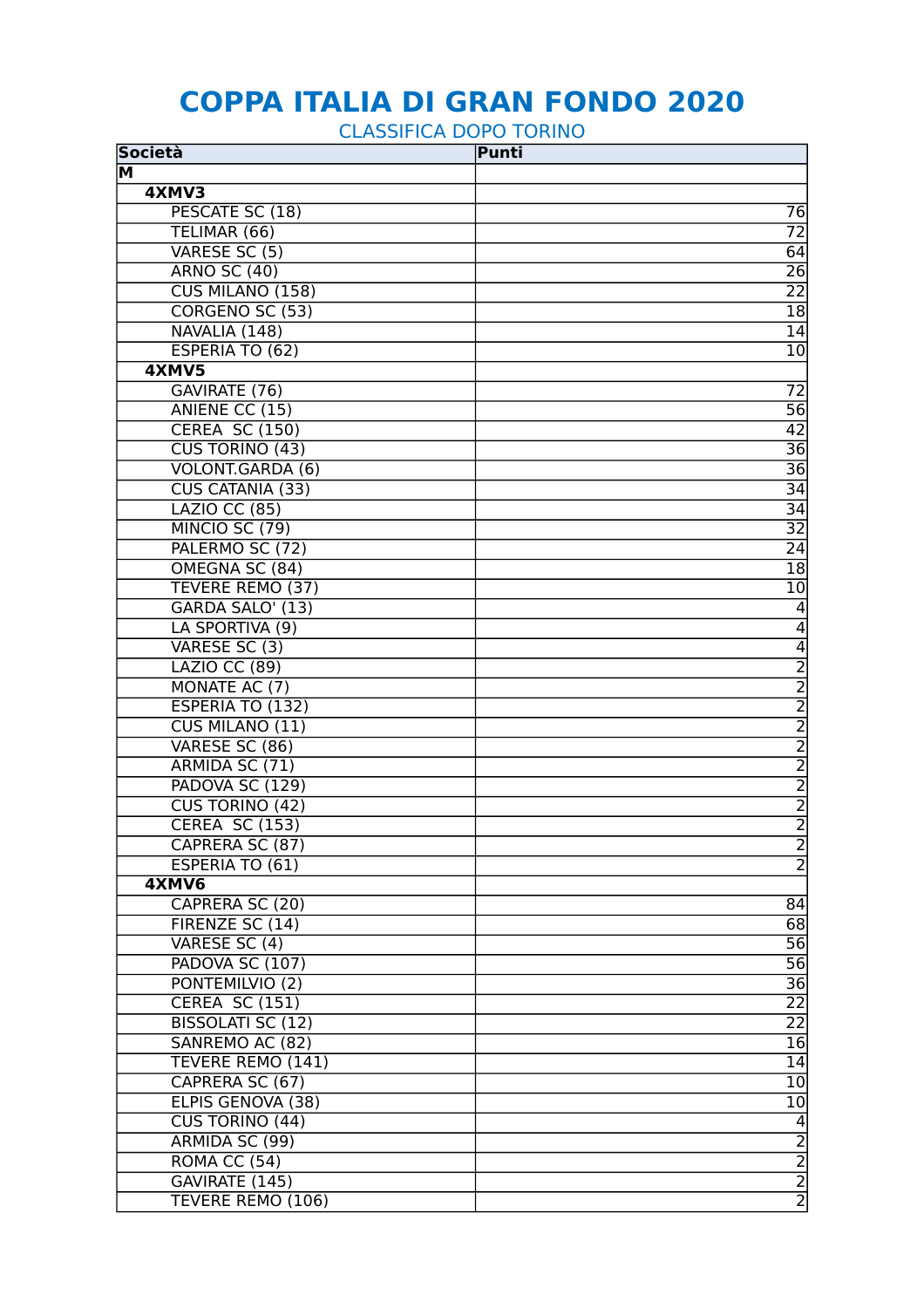# COPPA ITALIA DI GRAN FONDO 2020

## CLASSIFICA DOPO TORINO

| Società | Punti |
|---|---|
| **M** | |
| **4XMV3** | |
| PESCATE SC (18) | 76 |
| TELIMAR (66) | 72 |
| VARESE SC (5) | 64 |
| ARNO SC (40) | 26 |
| CUS MILANO (158) | 22 |
| CORGENO SC (53) | 18 |
| NAVALIA (148) | 14 |
| ESPERIA TO (62) | 10 |
| **4XMV5** | |
| GAVIRATE (76) | 72 |
| ANIENE CC (15) | 56 |
| CEREA  SC (150) | 42 |
| CUS TORINO (43) | 36 |
| VOLONT.GARDA (6) | 36 |
| CUS CATANIA (33) | 34 |
| LAZIO CC (85) | 34 |
| MINCIO SC (79) | 32 |
| PALERMO SC (72) | 24 |
| OMEGNA SC (84) | 18 |
| TEVERE REMO (37) | 10 |
| GARDA SALO' (13) | 4 |
| LA SPORTIVA (9) | 4 |
| VARESE SC (3) | 4 |
| LAZIO CC (89) | 2 |
| MONATE AC (7) | 2 |
| ESPERIA TO (132) | 2 |
| CUS MILANO (11) | 2 |
| VARESE SC (86) | 2 |
| ARMIDA SC (71) | 2 |
| PADOVA SC (129) | 2 |
| CUS TORINO (42) | 2 |
| CEREA  SC (153) | 2 |
| CAPRERA SC (87) | 2 |
| ESPERIA TO (61) | 2 |
| **4XMV6** | |
| CAPRERA SC (20) | 84 |
| FIRENZE SC (14) | 68 |
| VARESE SC (4) | 56 |
| PADOVA SC (107) | 56 |
| PONTEMILVIO (2) | 36 |
| CEREA  SC (151) | 22 |
| BISSOLATI SC (12) | 22 |
| SANREMO AC (82) | 16 |
| TEVERE REMO (141) | 14 |
| CAPRERA SC (67) | 10 |
| ELPIS GENOVA (38) | 10 |
| CUS TORINO (44) | 4 |
| ARMIDA SC (99) | 2 |
| ROMA CC (54) | 2 |
| GAVIRATE (145) | 2 |
| TEVERE REMO (106) | 2 |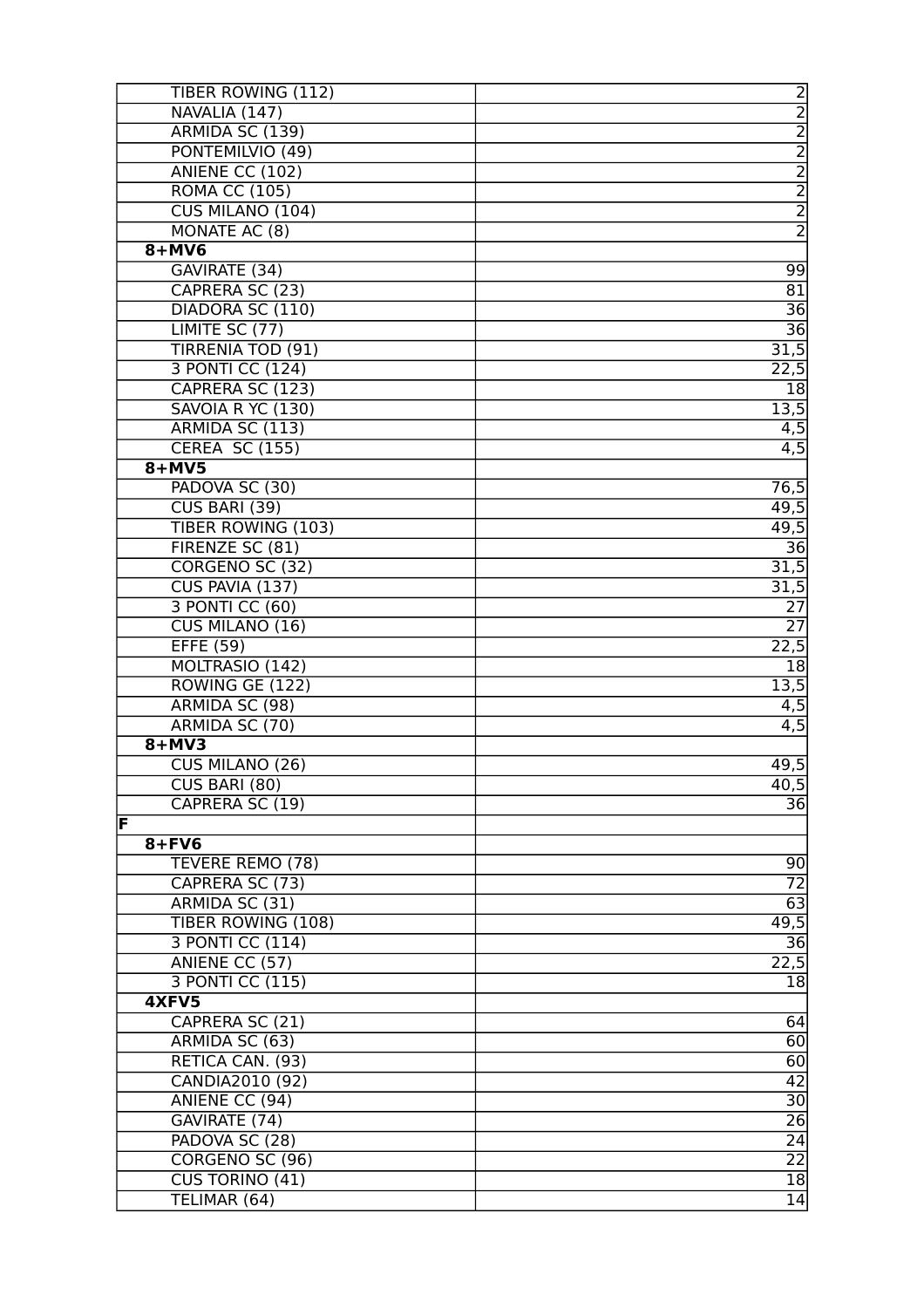| | |
|---|---|
| TIBER ROWING (112) | 2 |
| NAVALIA (147) | 2 |
| ARMIDA SC (139) | 2 |
| PONTEMILVIO (49) | 2 |
| ANIENE CC (102) | 2 |
| ROMA CC (105) | 2 |
| CUS MILANO (104) | 2 |
| MONATE AC (8) | 2 |
| **8+MV6** | |
| GAVIRATE (34) | 99 |
| CAPRERA SC (23) | 81 |
| DIADORA SC (110) | 36 |
| LIMITE SC (77) | 36 |
| TIRRENIA TOD (91) | 31,5 |
| 3 PONTI CC (124) | 22,5 |
| CAPRERA SC (123) | 18 |
| SAVOIA R YC (130) | 13,5 |
| ARMIDA SC (113) | 4,5 |
| CEREA SC (155) | 4,5 |
| **8+MV5** | |
| PADOVA SC (30) | 76,5 |
| CUS BARI (39) | 49,5 |
| TIBER ROWING (103) | 49,5 |
| FIRENZE SC (81) | 36 |
| CORGENO SC (32) | 31,5 |
| CUS PAVIA (137) | 31,5 |
| 3 PONTI CC (60) | 27 |
| CUS MILANO (16) | 27 |
| EFFE (59) | 22,5 |
| MOLTRASIO (142) | 18 |
| ROWING GE (122) | 13,5 |
| ARMIDA SC (98) | 4,5 |
| ARMIDA SC (70) | 4,5 |
| **8+MV3** | |
| CUS MILANO (26) | 49,5 |
| CUS BARI (80) | 40,5 |
| CAPRERA SC (19) | 36 |
| **F** | |
| **8+FV6** | |
| TEVERE REMO (78) | 90 |
| CAPRERA SC (73) | 72 |
| ARMIDA SC (31) | 63 |
| TIBER ROWING (108) | 49,5 |
| 3 PONTI CC (114) | 36 |
| ANIENE CC (57) | 22,5 |
| 3 PONTI CC (115) | 18 |
| **4XFV5** | |
| CAPRERA SC (21) | 64 |
| ARMIDA SC (63) | 60 |
| RETICA CAN. (93) | 60 |
| CANDIA2010 (92) | 42 |
| ANIENE CC (94) | 30 |
| GAVIRATE (74) | 26 |
| PADOVA SC (28) | 24 |
| CORGENO SC (96) | 22 |
| CUS TORINO (41) | 18 |
| TELIMAR (64) | 14 |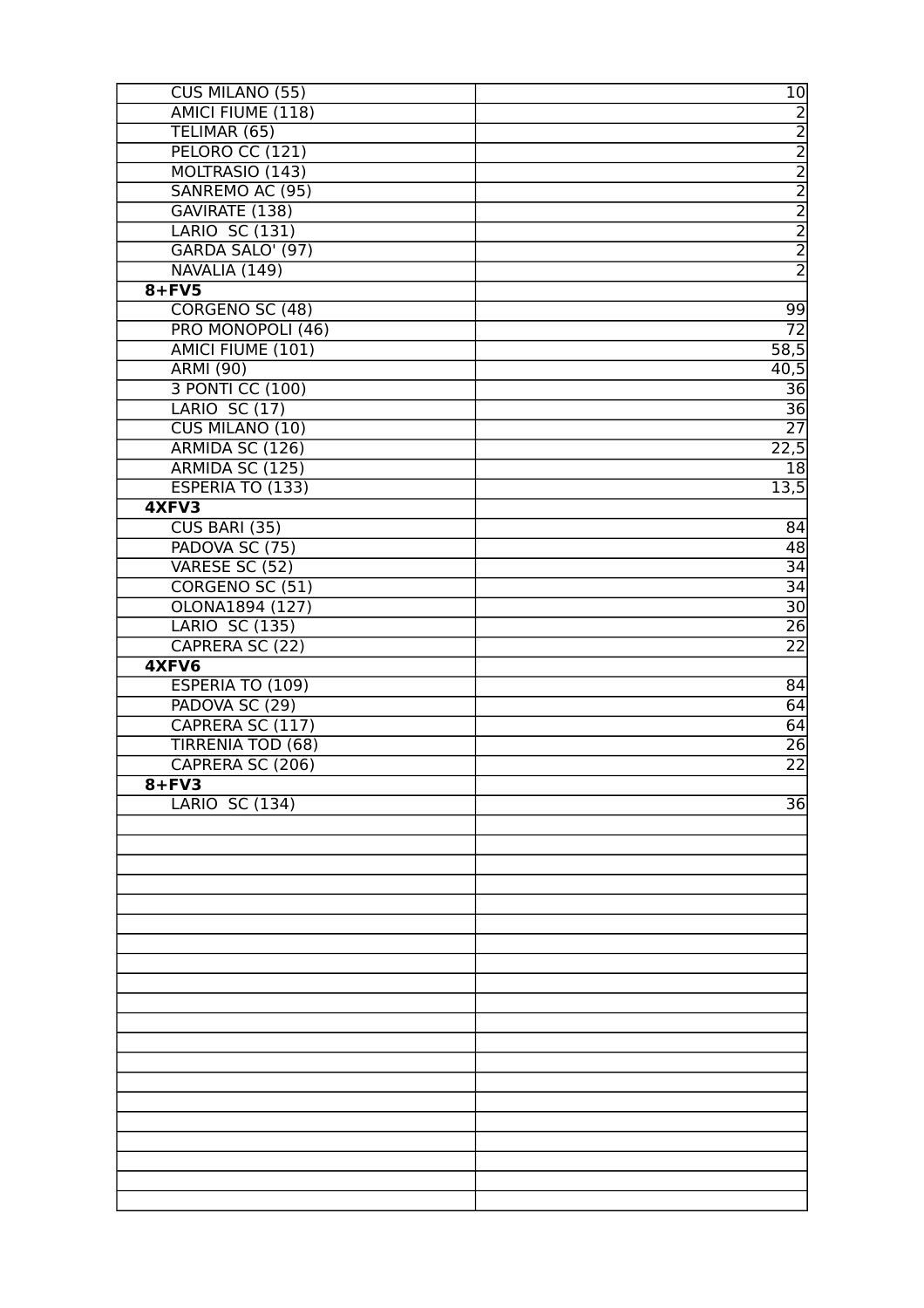| | |
|---|---|
| CUS MILANO (55) | 10 |
| AMICI FIUME (118) | 2 |
| TELIMAR (65) | 2 |
| PELORO CC (121) | 2 |
| MOLTRASIO (143) | 2 |
| SANREMO AC (95) | 2 |
| GAVIRATE (138) | 2 |
| LARIO  SC (131) | 2 |
| GARDA SALO' (97) | 2 |
| NAVALIA (149) | 2 |
| **8+FV5** | |
| CORGENO SC (48) | 99 |
| PRO MONOPOLI (46) | 72 |
| AMICI FIUME (101) | 58,5 |
| ARMI (90) | 40,5 |
| 3 PONTI CC (100) | 36 |
| LARIO  SC (17) | 36 |
| CUS MILANO (10) | 27 |
| ARMIDA SC (126) | 22,5 |
| ARMIDA SC (125) | 18 |
| ESPERIA TO (133) | 13,5 |
| **4XFV3** | |
| CUS BARI (35) | 84 |
| PADOVA SC (75) | 48 |
| VARESE SC (52) | 34 |
| CORGENO SC (51) | 34 |
| OLONA1894 (127) | 30 |
| LARIO  SC (135) | 26 |
| CAPRERA SC (22) | 22 |
| **4XFV6** | |
| ESPERIA TO (109) | 84 |
| PADOVA SC (29) | 64 |
| CAPRERA SC (117) | 64 |
| TIRRENIA TOD (68) | 26 |
| CAPRERA SC (206) | 22 |
| **8+FV3** | |
| LARIO  SC (134) | 36 |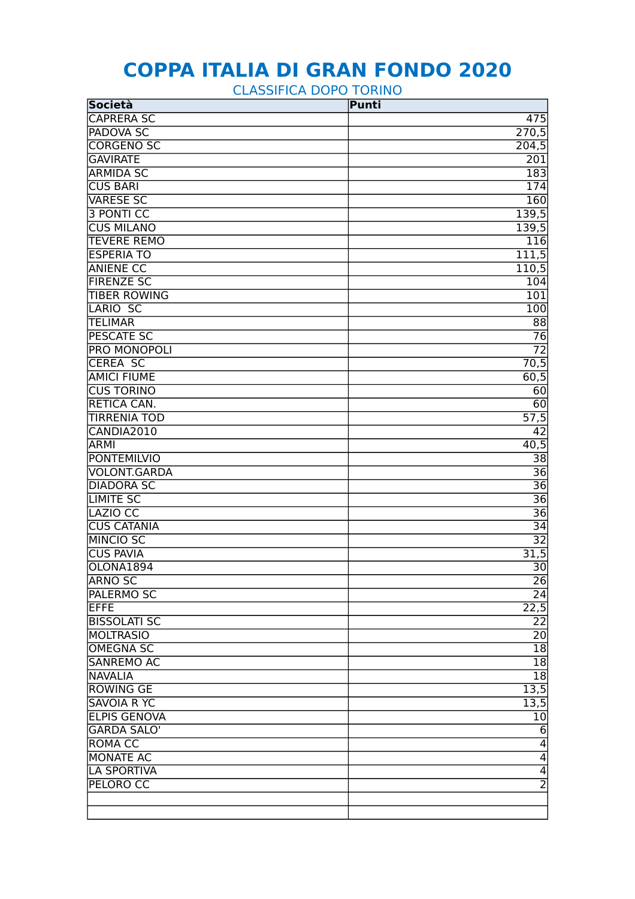# COPPA ITALIA DI GRAN FONDO 2020

## CLASSIFICA DOPO TORINO

| Società | Punti |
|---|---|
| CAPRERA SC | 475 |
| PADOVA SC | 270,5 |
| CORGENO SC | 204,5 |
| GAVIRATE | 201 |
| ARMIDA SC | 183 |
| CUS BARI | 174 |
| VARESE SC | 160 |
| 3 PONTI CC | 139,5 |
| CUS MILANO | 139,5 |
| TEVERE REMO | 116 |
| ESPERIA TO | 111,5 |
| ANIENE CC | 110,5 |
| FIRENZE SC | 104 |
| TIBER ROWING | 101 |
| LARIO  SC | 100 |
| TELIMAR | 88 |
| PESCATE SC | 76 |
| PRO MONOPOLI | 72 |
| CEREA  SC | 70,5 |
| AMICI FIUME | 60,5 |
| CUS TORINO | 60 |
| RETICA CAN. | 60 |
| TIRRENIA TOD | 57,5 |
| CANDIA2010 | 42 |
| ARMI | 40,5 |
| PONTEMILVIO | 38 |
| VOLONT.GARDA | 36 |
| DIADORA SC | 36 |
| LIMITE SC | 36 |
| LAZIO CC | 36 |
| CUS CATANIA | 34 |
| MINCIO SC | 32 |
| CUS PAVIA | 31,5 |
| OLONA1894 | 30 |
| ARNO SC | 26 |
| PALERMO SC | 24 |
| EFFE | 22,5 |
| BISSOLATI SC | 22 |
| MOLTRASIO | 20 |
| OMEGNA SC | 18 |
| SANREMO AC | 18 |
| NAVALIA | 18 |
| ROWING GE | 13,5 |
| SAVOIA R YC | 13,5 |
| ELPIS GENOVA | 10 |
| GARDA SALO' | 6 |
| ROMA CC | 4 |
| MONATE AC | 4 |
| LA SPORTIVA | 4 |
| PELORO CC | 2 |
| | |
| | |